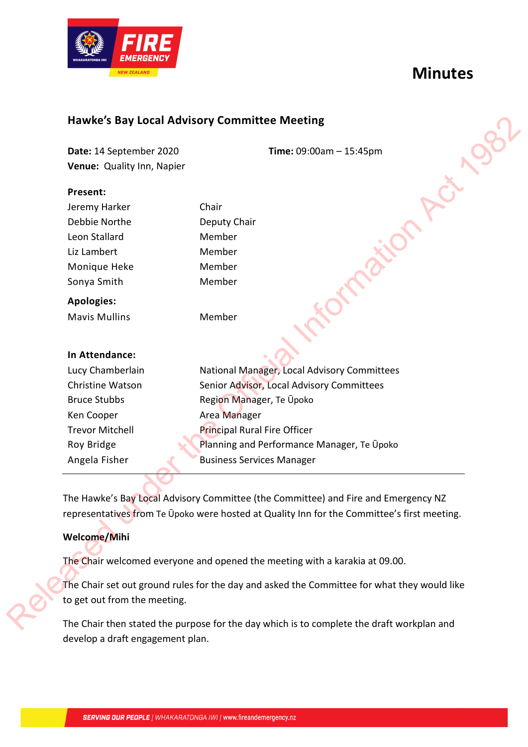# Minutes

## Hawke's Bay Local Advisory Committee Meeting

**Date:** 14 September 2020 **Time:** 09:00am – 15:45pm
**Venue:** Quality Inn, Napier

**Present:**

| | |
|---|---|
| Jeremy Harker | Chair |
| Debbie Northe | Deputy Chair |
| Leon Stallard | Member |
| Liz Lambert | Member |
| Monique Heke | Member |
| Sonya Smith | Member |

**Apologies:**

| | |
|---|---|
| Mavis Mullins | Member |

**In Attendance:**

| | |
|---|---|
| Lucy Chamberlain | National Manager, Local Advisory Committees |
| Christine Watson | Senior Advisor, Local Advisory Committees |
| Bruce Stubbs | Region Manager, Te Ūpoko |
| Ken Cooper | Area Manager |
| Trevor Mitchell | Principal Rural Fire Officer |
| Roy Bridge | Planning and Performance Manager, Te Ūpoko |
| Angela Fisher | Business Services Manager |

---

The Hawke's Bay Local Advisory Committee (the Committee) and Fire and Emergency NZ representatives from Te Ūpoko were hosted at Quality Inn for the Committee's first meeting.

**Welcome/Mihi**

The Chair welcomed everyone and opened the meeting with a karakia at 09.00.

The Chair set out ground rules for the day and asked the Committee for what they would like to get out from the meeting.

The Chair then stated the purpose for the day which is to complete the draft workplan and develop a draft engagement plan.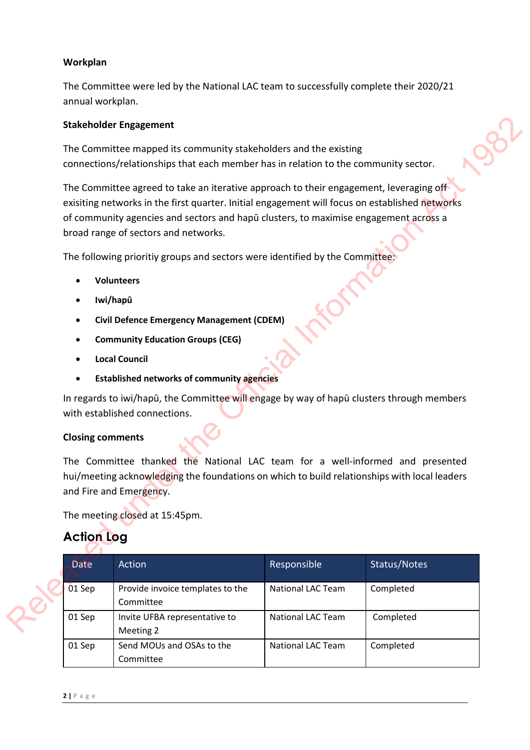**Workplan**

The Committee were led by the National LAC team to successfully complete their 2020/21 annual workplan.

**Stakeholder Engagement**

The Committee mapped its community stakeholders and the existing connections/relationships that each member has in relation to the community sector.

The Committee agreed to take an iterative approach to their engagement, leveraging off exisiting networks in the first quarter. Initial engagement will focus on established networks of community agencies and sectors and hapū clusters, to maximise engagement across a broad range of sectors and networks.

The following prioritiy groups and sectors were identified by the Committee:

- **Volunteers**
- **Iwi/hapū**
- **Civil Defence Emergency Management (CDEM)**
- **Community Education Groups (CEG)**
- **Local Council**
- **Established networks of community agencies**

In regards to iwi/hapū, the Committee will engage by way of hapū clusters through members with established connections.

**Closing comments**

The Committee thanked the National LAC team for a well-informed and presented hui/meeting acknowledging the foundations on which to build relationships with local leaders and Fire and Emergency.

The meeting closed at 15:45pm.

## Action Log

| Date | Action | Responsible | Status/Notes |
|---|---|---|---|
| 01 Sep | Provide invoice templates to the Committee | National LAC Team | Completed |
| 01 Sep | Invite UFBA representative to Meeting 2 | National LAC Team | Completed |
| 01 Sep | Send MOUs and OSAs to the Committee | National LAC Team | Completed |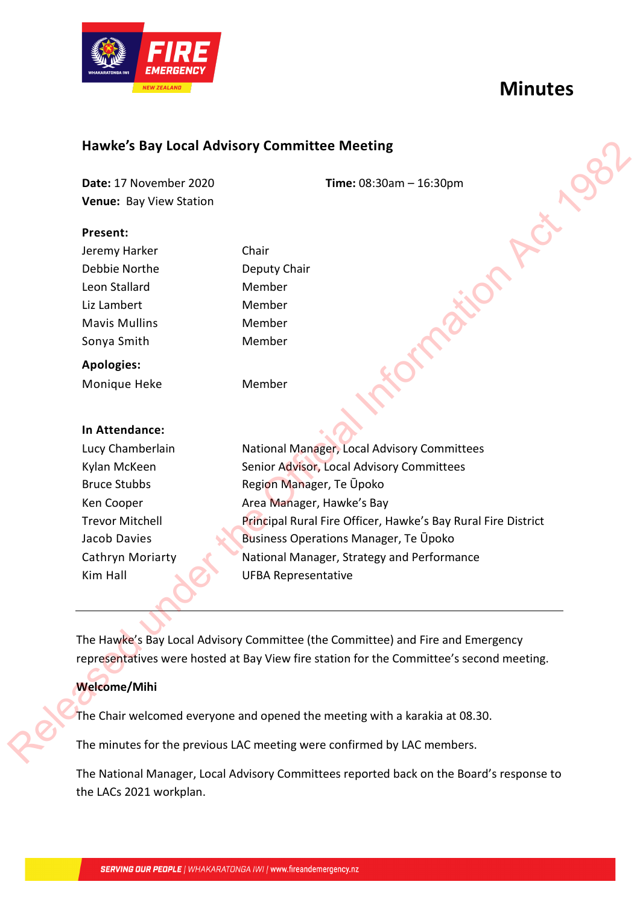# Minutes

## Hawke's Bay Local Advisory Committee Meeting

**Date:** 17 November 2020 **Time:** 08:30am – 16:30pm
**Venue:** Bay View Station

**Present:**

| | |
|---|---|
| Jeremy Harker | Chair |
| Debbie Northe | Deputy Chair |
| Leon Stallard | Member |
| Liz Lambert | Member |
| Mavis Mullins | Member |
| Sonya Smith | Member |

**Apologies:**

| | |
|---|---|
| Monique Heke | Member |

**In Attendance:**

| | |
|---|---|
| Lucy Chamberlain | National Manager, Local Advisory Committees |
| Kylan McKeen | Senior Advisor, Local Advisory Committees |
| Bruce Stubbs | Region Manager, Te Ūpoko |
| Ken Cooper | Area Manager, Hawke's Bay |
| Trevor Mitchell | Principal Rural Fire Officer, Hawke's Bay Rural Fire District |
| Jacob Davies | Business Operations Manager, Te Ūpoko |
| Cathryn Moriarty | National Manager, Strategy and Performance |
| Kim Hall | UFBA Representative |

---

The Hawke's Bay Local Advisory Committee (the Committee) and Fire and Emergency representatives were hosted at Bay View fire station for the Committee's second meeting.

**Welcome/Mihi**

The Chair welcomed everyone and opened the meeting with a karakia at 08.30.

The minutes for the previous LAC meeting were confirmed by LAC members.

The National Manager, Local Advisory Committees reported back on the Board's response to the LACs 2021 workplan.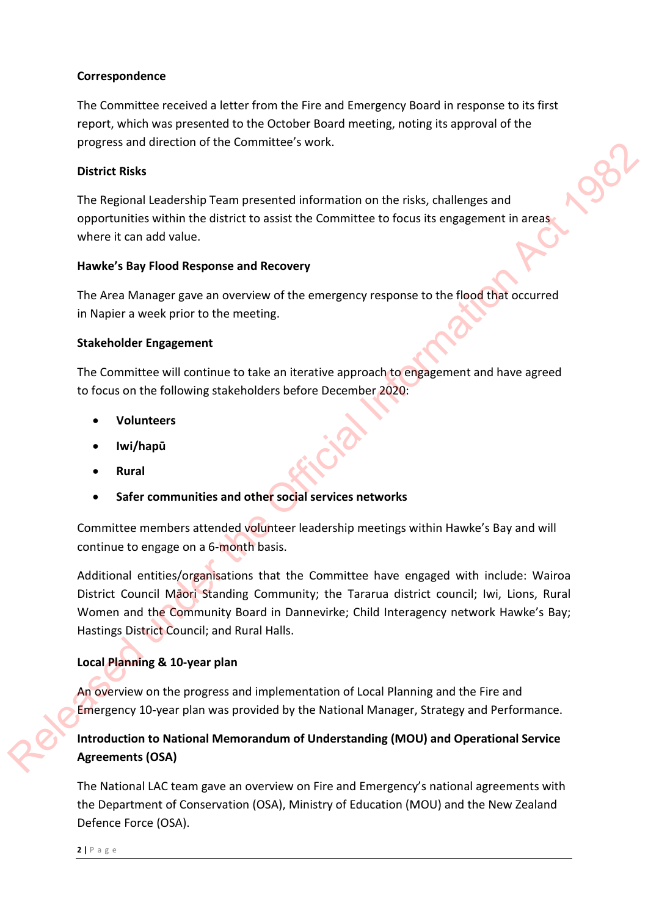**Correspondence**

The Committee received a letter from the Fire and Emergency Board in response to its first report, which was presented to the October Board meeting, noting its approval of the progress and direction of the Committee's work.

**District Risks**

The Regional Leadership Team presented information on the risks, challenges and opportunities within the district to assist the Committee to focus its engagement in areas where it can add value.

**Hawke's Bay Flood Response and Recovery**

The Area Manager gave an overview of the emergency response to the flood that occurred in Napier a week prior to the meeting.

**Stakeholder Engagement**

The Committee will continue to take an iterative approach to engagement and have agreed to focus on the following stakeholders before December 2020:

- **Volunteers**
- **Iwi/hapū**
- **Rural**
- **Safer communities and other social services networks**

Committee members attended volunteer leadership meetings within Hawke's Bay and will continue to engage on a 6-month basis.

Additional entities/organisations that the Committee have engaged with include: Wairoa District Council Māori Standing Community; the Tararua district council; Iwi, Lions, Rural Women and the Community Board in Dannevirke; Child Interagency network Hawke's Bay; Hastings District Council; and Rural Halls.

**Local Planning & 10-year plan**

An overview on the progress and implementation of Local Planning and the Fire and Emergency 10-year plan was provided by the National Manager, Strategy and Performance.

**Introduction to National Memorandum of Understanding (MOU) and Operational Service Agreements (OSA)**

The National LAC team gave an overview on Fire and Emergency's national agreements with the Department of Conservation (OSA), Ministry of Education (MOU) and the New Zealand Defence Force (OSA).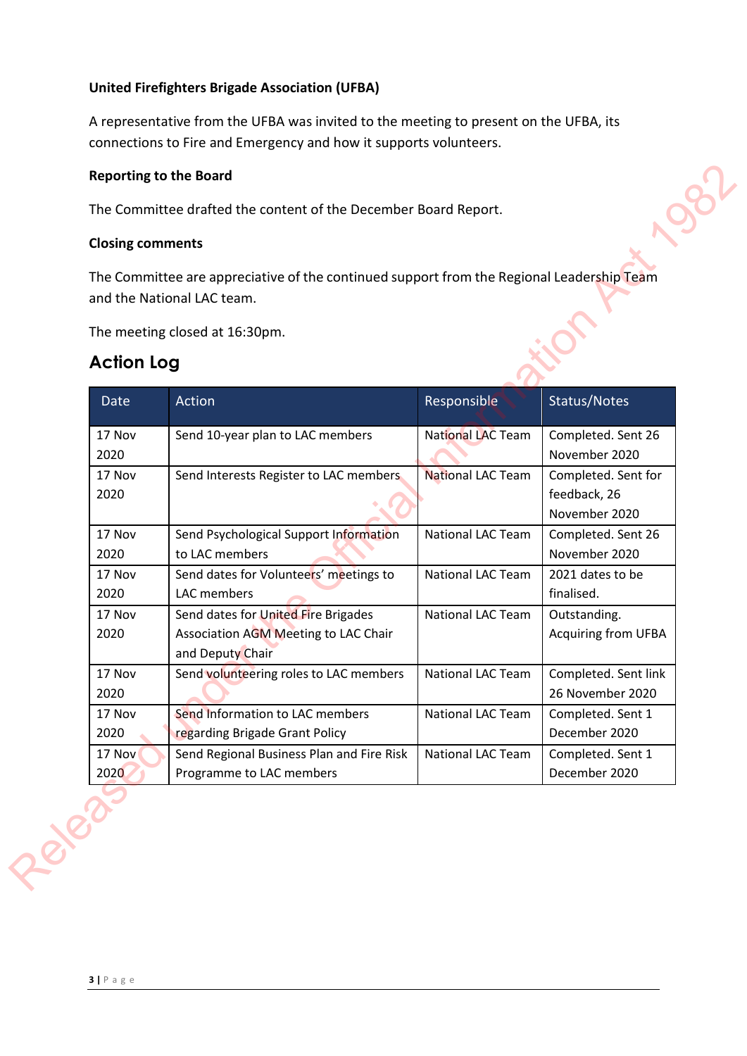**United Firefighters Brigade Association (UFBA)**

A representative from the UFBA was invited to the meeting to present on the UFBA, its connections to Fire and Emergency and how it supports volunteers.

**Reporting to the Board**

The Committee drafted the content of the December Board Report.

**Closing comments**

The Committee are appreciative of the continued support from the Regional Leadership Team and the National LAC team.

The meeting closed at 16:30pm.

## Action Log

| Date | Action | Responsible | Status/Notes |
|---|---|---|---|
| 17 Nov 2020 | Send 10-year plan to LAC members | National LAC Team | Completed. Sent 26 November 2020 |
| 17 Nov 2020 | Send Interests Register to LAC members | National LAC Team | Completed. Sent for feedback, 26 November 2020 |
| 17 Nov 2020 | Send Psychological Support Information to LAC members | National LAC Team | Completed. Sent 26 November 2020 |
| 17 Nov 2020 | Send dates for Volunteers' meetings to LAC members | National LAC Team | 2021 dates to be finalised. |
| 17 Nov 2020 | Send dates for United Fire Brigades Association AGM Meeting to LAC Chair and Deputy Chair | National LAC Team | Outstanding. Acquiring from UFBA |
| 17 Nov 2020 | Send volunteering roles to LAC members | National LAC Team | Completed. Sent link 26 November 2020 |
| 17 Nov 2020 | Send Information to LAC members regarding Brigade Grant Policy | National LAC Team | Completed. Sent 1 December 2020 |
| 17 Nov 2020 | Send Regional Business Plan and Fire Risk Programme to LAC members | National LAC Team | Completed. Sent 1 December 2020 |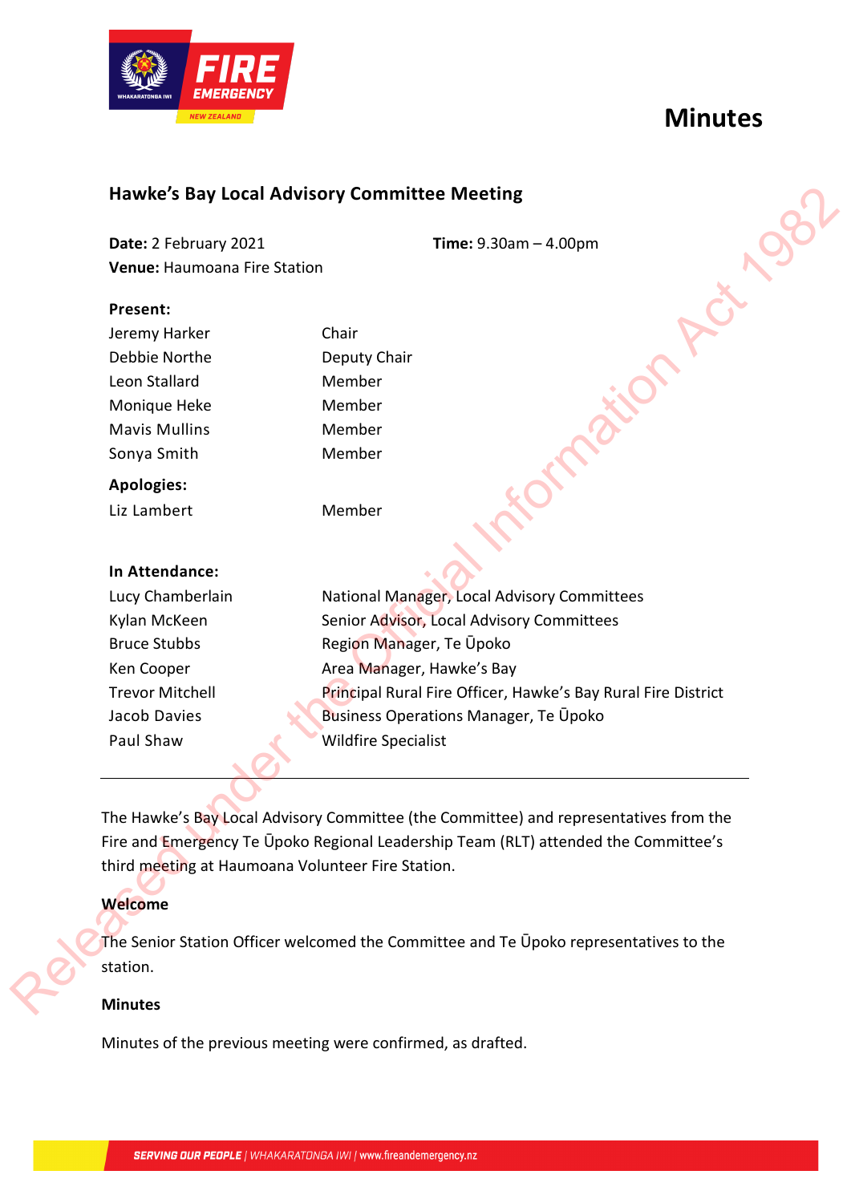# Minutes

## Hawke's Bay Local Advisory Committee Meeting

**Date:** 2 February 2021 **Time:** 9.30am – 4.00pm

**Venue:** Haumoana Fire Station

**Present:**

| | |
|---|---|
| Jeremy Harker | Chair |
| Debbie Northe | Deputy Chair |
| Leon Stallard | Member |
| Monique Heke | Member |
| Mavis Mullins | Member |
| Sonya Smith | Member |

**Apologies:**

| | |
|---|---|
| Liz Lambert | Member |

**In Attendance:**

| | |
|---|---|
| Lucy Chamberlain | National Manager, Local Advisory Committees |
| Kylan McKeen | Senior Advisor, Local Advisory Committees |
| Bruce Stubbs | Region Manager, Te Ūpoko |
| Ken Cooper | Area Manager, Hawke's Bay |
| Trevor Mitchell | Principal Rural Fire Officer, Hawke's Bay Rural Fire District |
| Jacob Davies | Business Operations Manager, Te Ūpoko |
| Paul Shaw | Wildfire Specialist |

---

The Hawke's Bay Local Advisory Committee (the Committee) and representatives from the Fire and Emergency Te Ūpoko Regional Leadership Team (RLT) attended the Committee's third meeting at Haumoana Volunteer Fire Station.

**Welcome**

The Senior Station Officer welcomed the Committee and Te Ūpoko representatives to the station.

**Minutes**

Minutes of the previous meeting were confirmed, as drafted.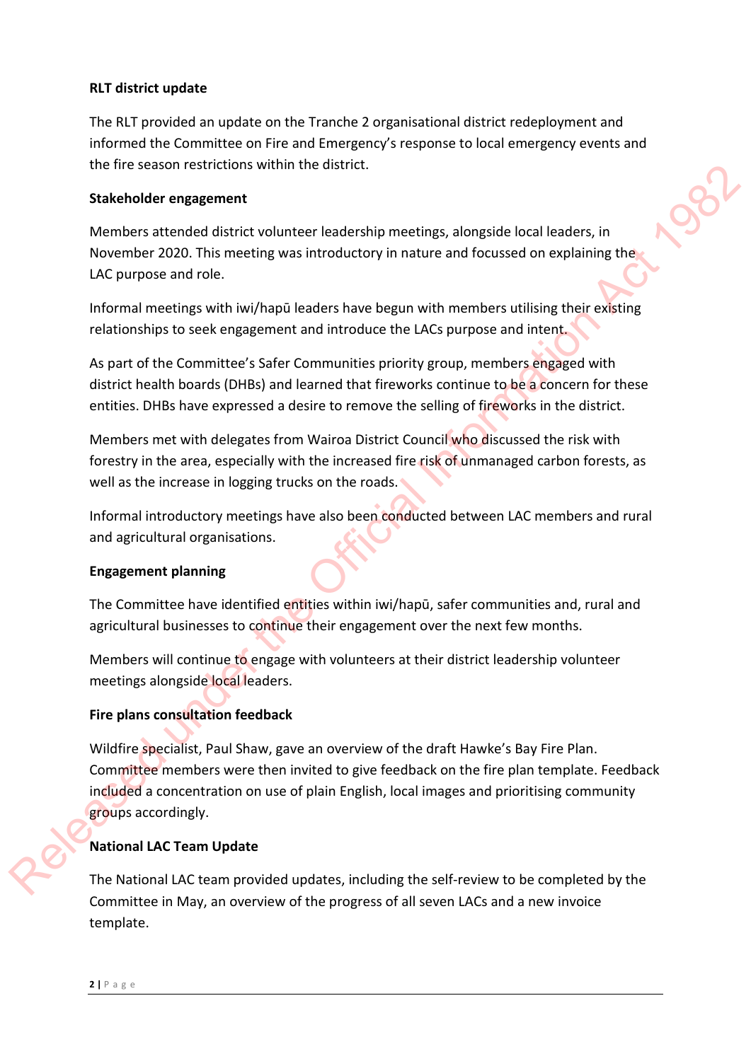**RLT district update**

The RLT provided an update on the Tranche 2 organisational district redeployment and informed the Committee on Fire and Emergency's response to local emergency events and the fire season restrictions within the district.

**Stakeholder engagement**

Members attended district volunteer leadership meetings, alongside local leaders, in November 2020. This meeting was introductory in nature and focussed on explaining the LAC purpose and role.

Informal meetings with iwi/hapū leaders have begun with members utilising their existing relationships to seek engagement and introduce the LACs purpose and intent.

As part of the Committee's Safer Communities priority group, members engaged with district health boards (DHBs) and learned that fireworks continue to be a concern for these entities. DHBs have expressed a desire to remove the selling of fireworks in the district.

Members met with delegates from Wairoa District Council who discussed the risk with forestry in the area, especially with the increased fire risk of unmanaged carbon forests, as well as the increase in logging trucks on the roads.

Informal introductory meetings have also been conducted between LAC members and rural and agricultural organisations.

**Engagement planning**

The Committee have identified entities within iwi/hapū, safer communities and, rural and agricultural businesses to continue their engagement over the next few months.

Members will continue to engage with volunteers at their district leadership volunteer meetings alongside local leaders.

**Fire plans consultation feedback**

Wildfire specialist, Paul Shaw, gave an overview of the draft Hawke's Bay Fire Plan. Committee members were then invited to give feedback on the fire plan template. Feedback included a concentration on use of plain English, local images and prioritising community groups accordingly.

**National LAC Team Update**

The National LAC team provided updates, including the self-review to be completed by the Committee in May, an overview of the progress of all seven LACs and a new invoice template.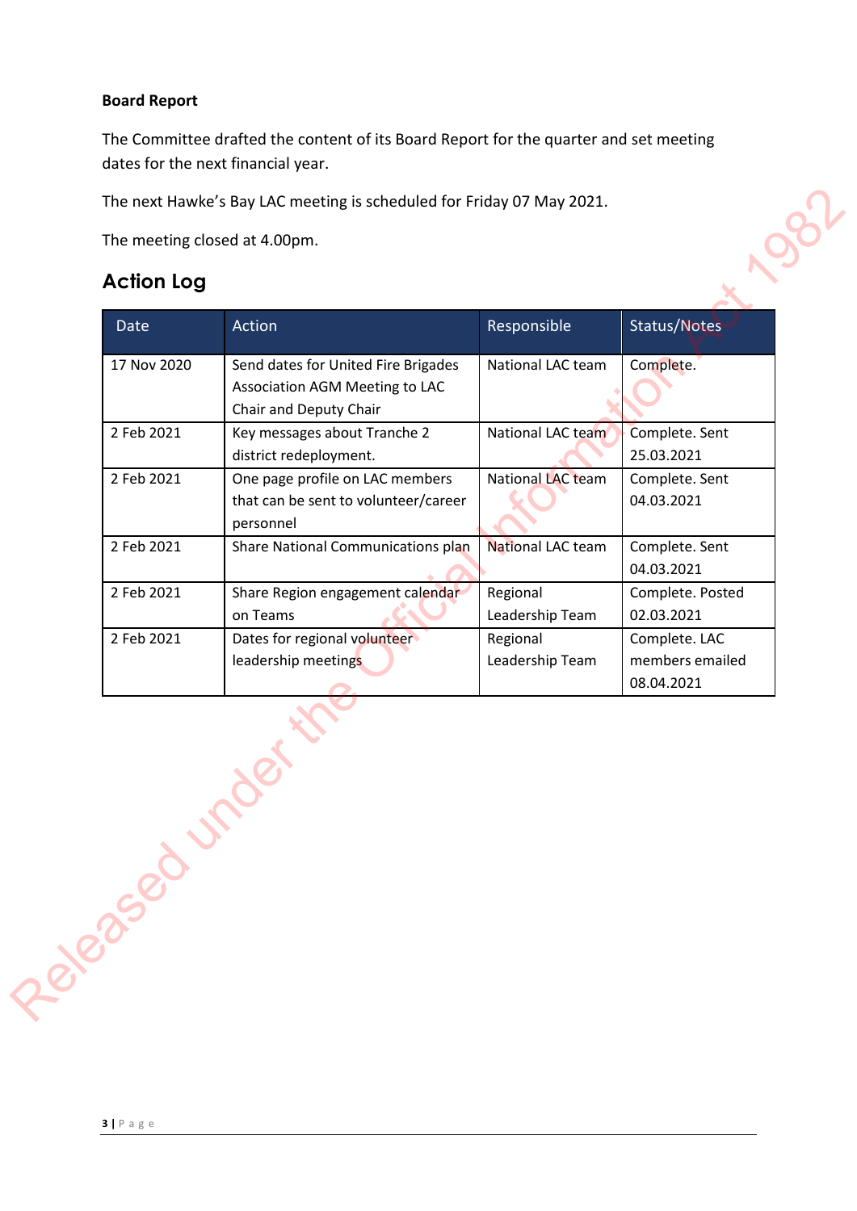**Board Report**

The Committee drafted the content of its Board Report for the quarter and set meeting dates for the next financial year.

The next Hawke's Bay LAC meeting is scheduled for Friday 07 May 2021.

The meeting closed at 4.00pm.

## Action Log

| Date | Action | Responsible | Status/Notes |
|---|---|---|---|
| 17 Nov 2020 | Send dates for United Fire Brigades Association AGM Meeting to LAC Chair and Deputy Chair | National LAC team | Complete. |
| 2 Feb 2021 | Key messages about Tranche 2 district redeployment. | National LAC team | Complete. Sent 25.03.2021 |
| 2 Feb 2021 | One page profile on LAC members that can be sent to volunteer/career personnel | National LAC team | Complete. Sent 04.03.2021 |
| 2 Feb 2021 | Share National Communications plan | National LAC team | Complete. Sent 04.03.2021 |
| 2 Feb 2021 | Share Region engagement calendar on Teams | Regional Leadership Team | Complete. Posted 02.03.2021 |
| 2 Feb 2021 | Dates for regional volunteer leadership meetings | Regional Leadership Team | Complete. LAC members emailed 08.04.2021 |